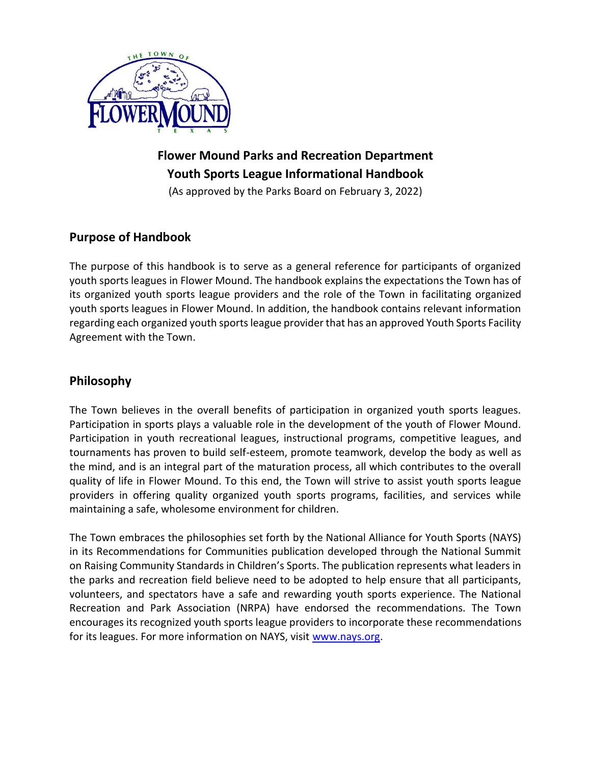# Flower Mound Parks and Recreation Department
# Youth Sports League Informational Handbook

(As approved by the Parks Board on February 3, 2022)

## Purpose of Handbook

The purpose of this handbook is to serve as a general reference for participants of organized youth sports leagues in Flower Mound. The handbook explains the expectations the Town has of its organized youth sports league providers and the role of the Town in facilitating organized youth sports leagues in Flower Mound. In addition, the handbook contains relevant information regarding each organized youth sports league provider that has an approved Youth Sports Facility Agreement with the Town.

## Philosophy

The Town believes in the overall benefits of participation in organized youth sports leagues. Participation in sports plays a valuable role in the development of the youth of Flower Mound. Participation in youth recreational leagues, instructional programs, competitive leagues, and tournaments has proven to build self-esteem, promote teamwork, develop the body as well as the mind, and is an integral part of the maturation process, all which contributes to the overall quality of life in Flower Mound. To this end, the Town will strive to assist youth sports league providers in offering quality organized youth sports programs, facilities, and services while maintaining a safe, wholesome environment for children.

The Town embraces the philosophies set forth by the National Alliance for Youth Sports (NAYS) in its Recommendations for Communities publication developed through the National Summit on Raising Community Standards in Children's Sports. The publication represents what leaders in the parks and recreation field believe need to be adopted to help ensure that all participants, volunteers, and spectators have a safe and rewarding youth sports experience. The National Recreation and Park Association (NRPA) have endorsed the recommendations. The Town encourages its recognized youth sports league providers to incorporate these recommendations for its leagues. For more information on NAYS, visit [www.nays.org](http://www.nays.org).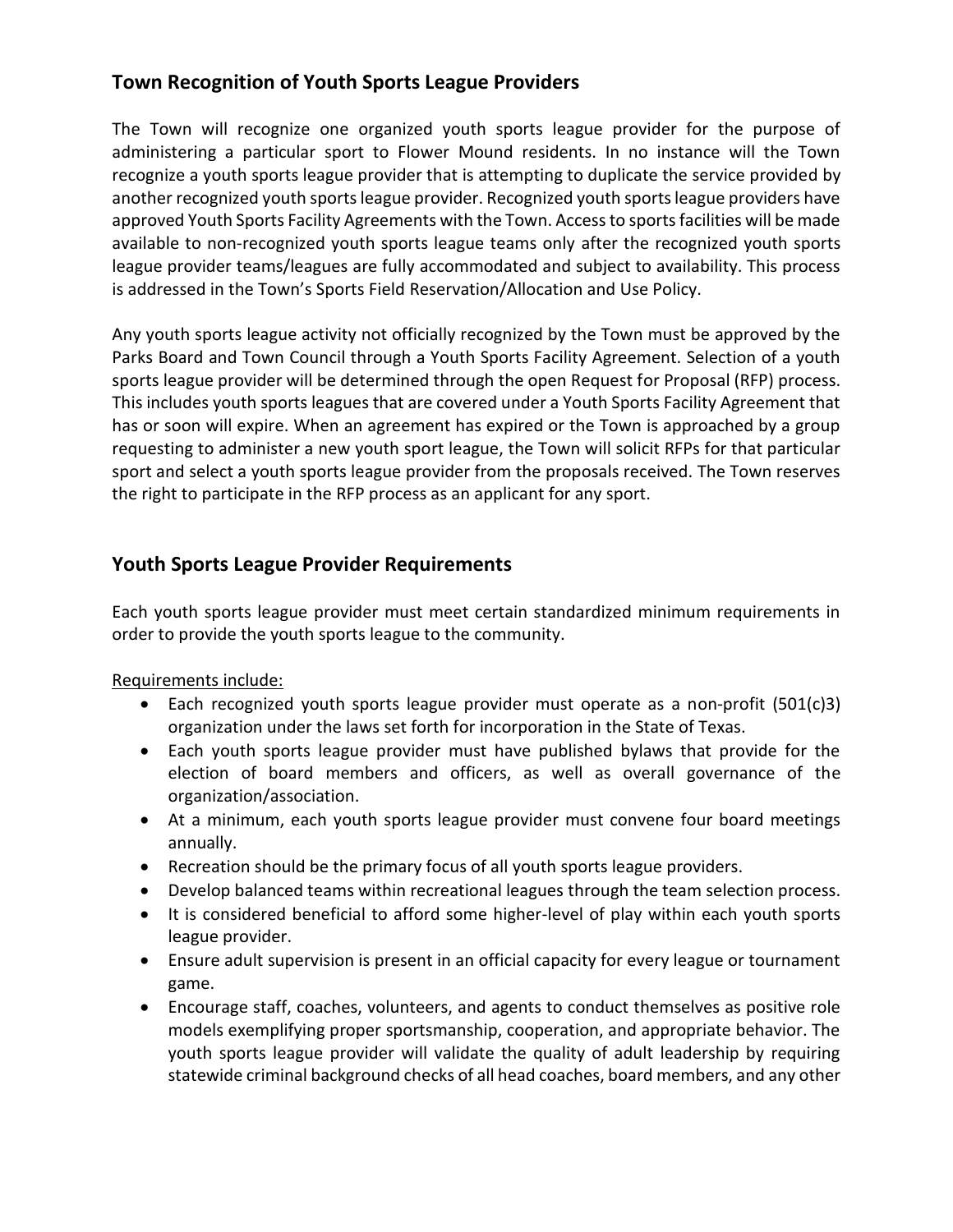## Town Recognition of Youth Sports League Providers

The Town will recognize one organized youth sports league provider for the purpose of administering a particular sport to Flower Mound residents. In no instance will the Town recognize a youth sports league provider that is attempting to duplicate the service provided by another recognized youth sports league provider. Recognized youth sports league providers have approved Youth Sports Facility Agreements with the Town. Access to sports facilities will be made available to non-recognized youth sports league teams only after the recognized youth sports league provider teams/leagues are fully accommodated and subject to availability. This process is addressed in the Town's Sports Field Reservation/Allocation and Use Policy.

Any youth sports league activity not officially recognized by the Town must be approved by the Parks Board and Town Council through a Youth Sports Facility Agreement. Selection of a youth sports league provider will be determined through the open Request for Proposal (RFP) process. This includes youth sports leagues that are covered under a Youth Sports Facility Agreement that has or soon will expire. When an agreement has expired or the Town is approached by a group requesting to administer a new youth sport league, the Town will solicit RFPs for that particular sport and select a youth sports league provider from the proposals received. The Town reserves the right to participate in the RFP process as an applicant for any sport.

## Youth Sports League Provider Requirements

Each youth sports league provider must meet certain standardized minimum requirements in order to provide the youth sports league to the community.

Requirements include:

- Each recognized youth sports league provider must operate as a non-profit (501(c)3) organization under the laws set forth for incorporation in the State of Texas.
- Each youth sports league provider must have published bylaws that provide for the election of board members and officers, as well as overall governance of the organization/association.
- At a minimum, each youth sports league provider must convene four board meetings annually.
- Recreation should be the primary focus of all youth sports league providers.
- Develop balanced teams within recreational leagues through the team selection process.
- It is considered beneficial to afford some higher-level of play within each youth sports league provider.
- Ensure adult supervision is present in an official capacity for every league or tournament game.
- Encourage staff, coaches, volunteers, and agents to conduct themselves as positive role models exemplifying proper sportsmanship, cooperation, and appropriate behavior. The youth sports league provider will validate the quality of adult leadership by requiring statewide criminal background checks of all head coaches, board members, and any other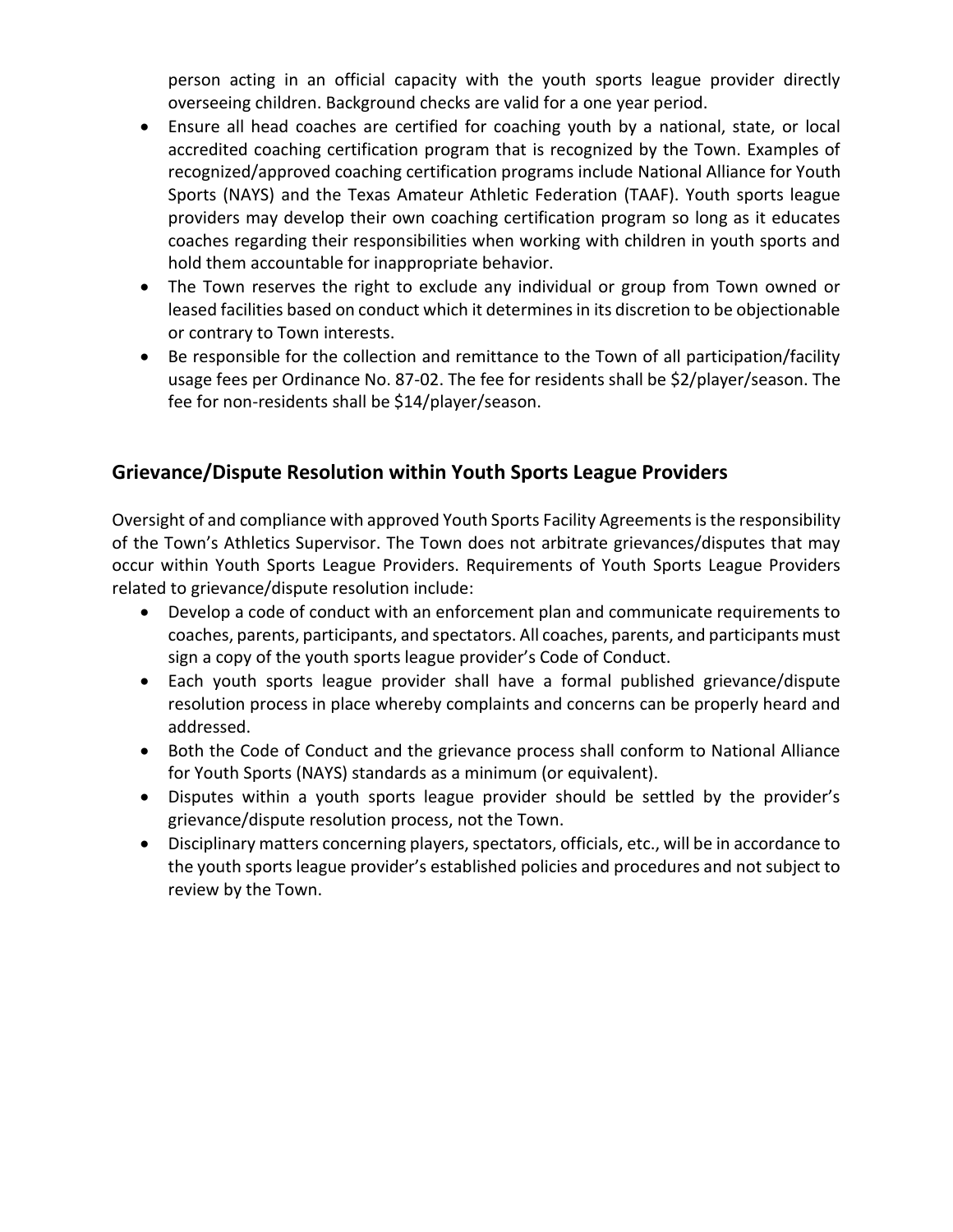person acting in an official capacity with the youth sports league provider directly overseeing children. Background checks are valid for a one year period.

- Ensure all head coaches are certified for coaching youth by a national, state, or local accredited coaching certification program that is recognized by the Town. Examples of recognized/approved coaching certification programs include National Alliance for Youth Sports (NAYS) and the Texas Amateur Athletic Federation (TAAF). Youth sports league providers may develop their own coaching certification program so long as it educates coaches regarding their responsibilities when working with children in youth sports and hold them accountable for inappropriate behavior.
- The Town reserves the right to exclude any individual or group from Town owned or leased facilities based on conduct which it determines in its discretion to be objectionable or contrary to Town interests.
- Be responsible for the collection and remittance to the Town of all participation/facility usage fees per Ordinance No. 87-02. The fee for residents shall be $2/player/season. The fee for non-residents shall be $14/player/season.

## Grievance/Dispute Resolution within Youth Sports League Providers

Oversight of and compliance with approved Youth Sports Facility Agreements is the responsibility of the Town's Athletics Supervisor. The Town does not arbitrate grievances/disputes that may occur within Youth Sports League Providers. Requirements of Youth Sports League Providers related to grievance/dispute resolution include:

- Develop a code of conduct with an enforcement plan and communicate requirements to coaches, parents, participants, and spectators. All coaches, parents, and participants must sign a copy of the youth sports league provider's Code of Conduct.
- Each youth sports league provider shall have a formal published grievance/dispute resolution process in place whereby complaints and concerns can be properly heard and addressed.
- Both the Code of Conduct and the grievance process shall conform to National Alliance for Youth Sports (NAYS) standards as a minimum (or equivalent).
- Disputes within a youth sports league provider should be settled by the provider's grievance/dispute resolution process, not the Town.
- Disciplinary matters concerning players, spectators, officials, etc., will be in accordance to the youth sports league provider's established policies and procedures and not subject to review by the Town.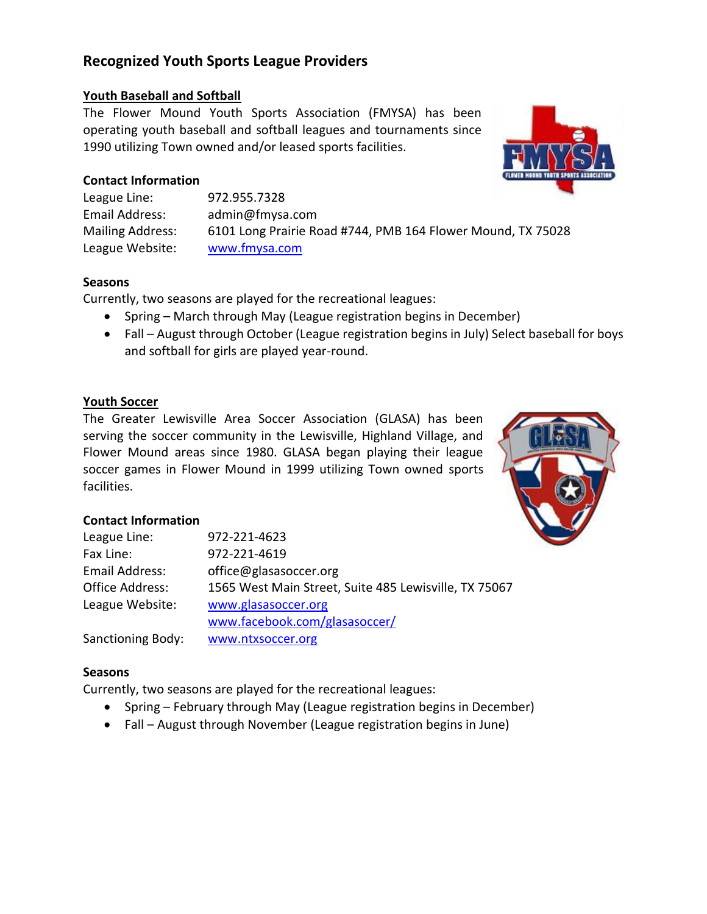# Recognized Youth Sports League Providers

## Youth Baseball and Softball

The Flower Mound Youth Sports Association (FMYSA) has been operating youth baseball and softball leagues and tournaments since 1990 utilizing Town owned and/or leased sports facilities.

### Contact Information

League Line: 972.955.7328
Email Address: admin@fmysa.com
Mailing Address: 6101 Long Prairie Road #744, PMB 164 Flower Mound, TX 75028
League Website: www.fmysa.com

### Seasons

Currently, two seasons are played for the recreational leagues:

- Spring – March through May (League registration begins in December)
- Fall – August through October (League registration begins in July) Select baseball for boys and softball for girls are played year-round.

## Youth Soccer

The Greater Lewisville Area Soccer Association (GLASA) has been serving the soccer community in the Lewisville, Highland Village, and Flower Mound areas since 1980. GLASA began playing their league soccer games in Flower Mound in 1999 utilizing Town owned sports facilities.

### Contact Information

League Line: 972-221-4623
Fax Line: 972-221-4619
Email Address: office@glasasoccer.org
Office Address: 1565 West Main Street, Suite 485 Lewisville, TX 75067
League Website: www.glasasoccer.org
www.facebook.com/glasasoccer/
Sanctioning Body: www.ntxsoccer.org

### Seasons

Currently, two seasons are played for the recreational leagues:

- Spring – February through May (League registration begins in December)
- Fall – August through November (League registration begins in June)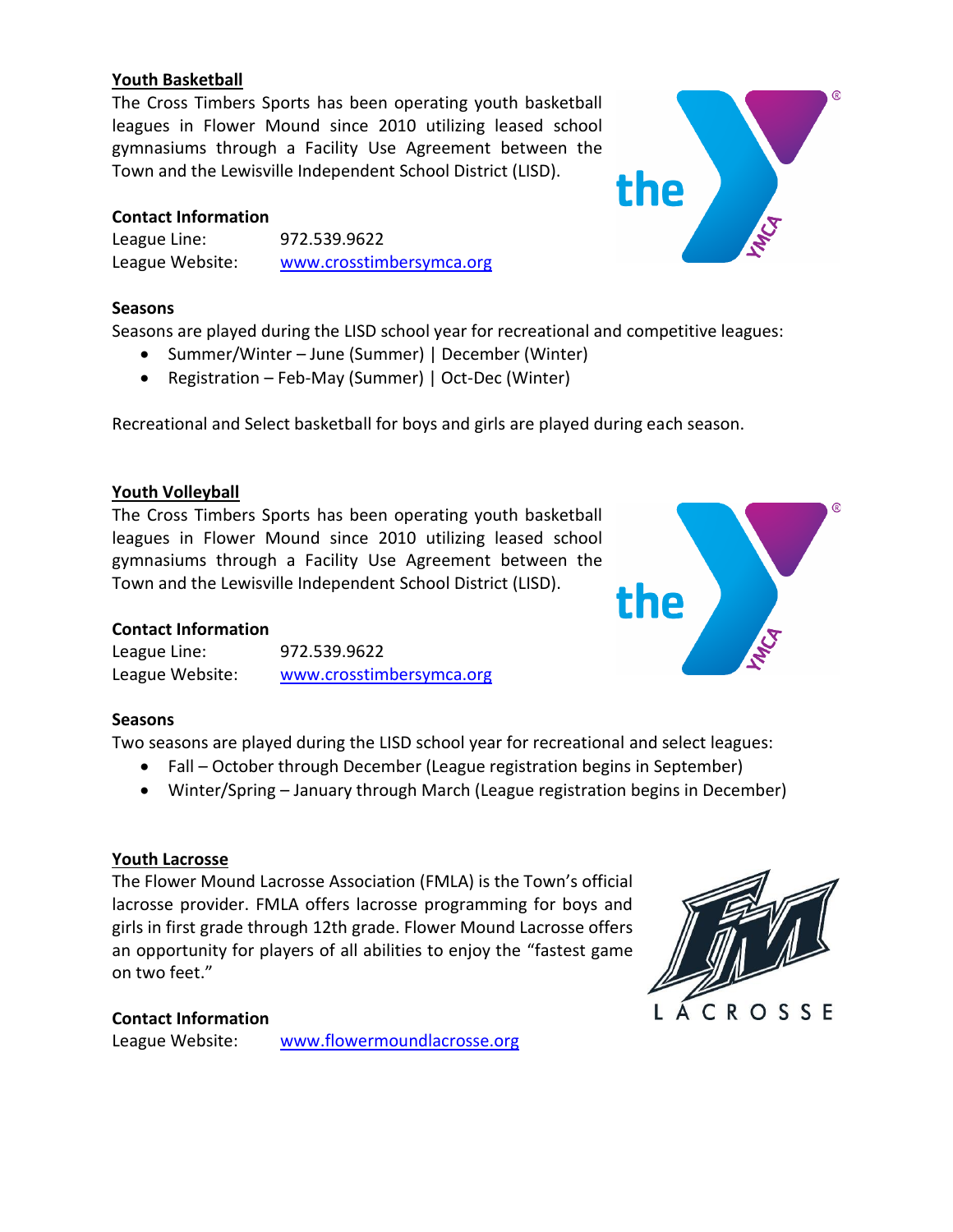## Youth Basketball

The Cross Timbers Sports has been operating youth basketball leagues in Flower Mound since 2010 utilizing leased school gymnasiums through a Facility Use Agreement between the Town and the Lewisville Independent School District (LISD).

**Contact Information**

League Line: 972.539.9622
League Website: www.crosstimbersymca.org

**Seasons**

Seasons are played during the LISD school year for recreational and competitive leagues:

- Summer/Winter – June (Summer) | December (Winter)
- Registration – Feb-May (Summer) | Oct-Dec (Winter)

Recreational and Select basketball for boys and girls are played during each season.

## Youth Volleyball

The Cross Timbers Sports has been operating youth basketball leagues in Flower Mound since 2010 utilizing leased school gymnasiums through a Facility Use Agreement between the Town and the Lewisville Independent School District (LISD).

**Contact Information**

League Line: 972.539.9622
League Website: www.crosstimbersymca.org

**Seasons**

Two seasons are played during the LISD school year for recreational and select leagues:

- Fall – October through December (League registration begins in September)
- Winter/Spring – January through March (League registration begins in December)

## Youth Lacrosse

The Flower Mound Lacrosse Association (FMLA) is the Town's official lacrosse provider. FMLA offers lacrosse programming for boys and girls in first grade through 12th grade. Flower Mound Lacrosse offers an opportunity for players of all abilities to enjoy the "fastest game on two feet."

**Contact Information**

League Website: www.flowermoundlacrosse.org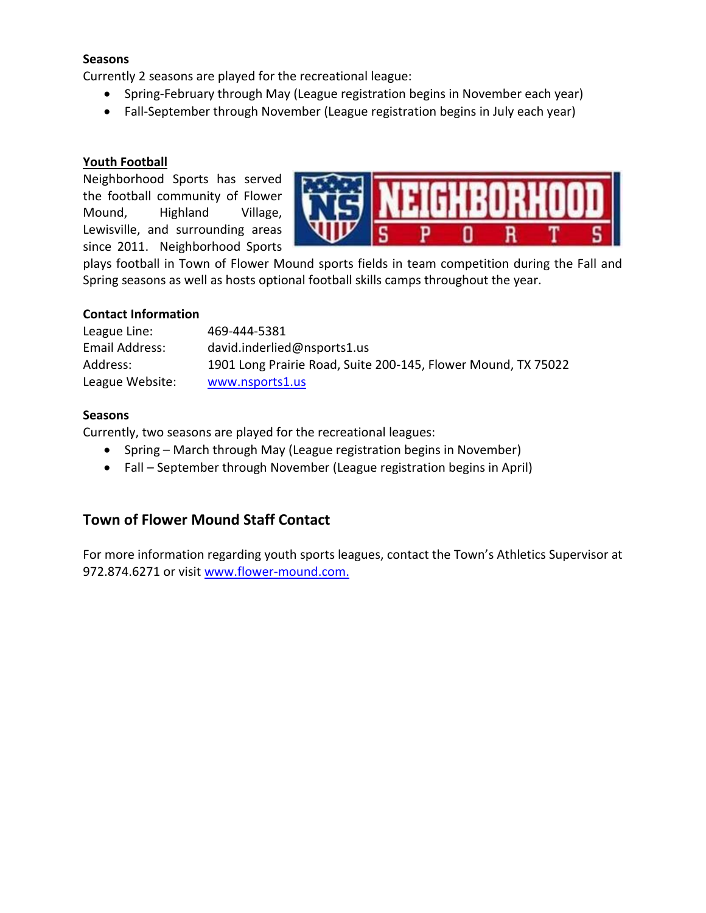**Seasons**

Currently 2 seasons are played for the recreational league:

- Spring-February through May (League registration begins in November each year)
- Fall-September through November (League registration begins in July each year)

**Youth Football**

Neighborhood Sports has served the football community of Flower Mound, Highland Village, Lewisville, and surrounding areas since 2011. Neighborhood Sports plays football in Town of Flower Mound sports fields in team competition during the Fall and Spring seasons as well as hosts optional football skills camps throughout the year.

**Contact Information**

| | |
|---|---|
| League Line: | 469-444-5381 |
| Email Address: | david.inderlied@nsports1.us |
| Address: | 1901 Long Prairie Road, Suite 200-145, Flower Mound, TX 75022 |
| League Website: | www.nsports1.us |

**Seasons**

Currently, two seasons are played for the recreational leagues:

- Spring – March through May (League registration begins in November)
- Fall – September through November (League registration begins in April)

## Town of Flower Mound Staff Contact

For more information regarding youth sports leagues, contact the Town's Athletics Supervisor at 972.874.6271 or visit www.flower-mound.com.